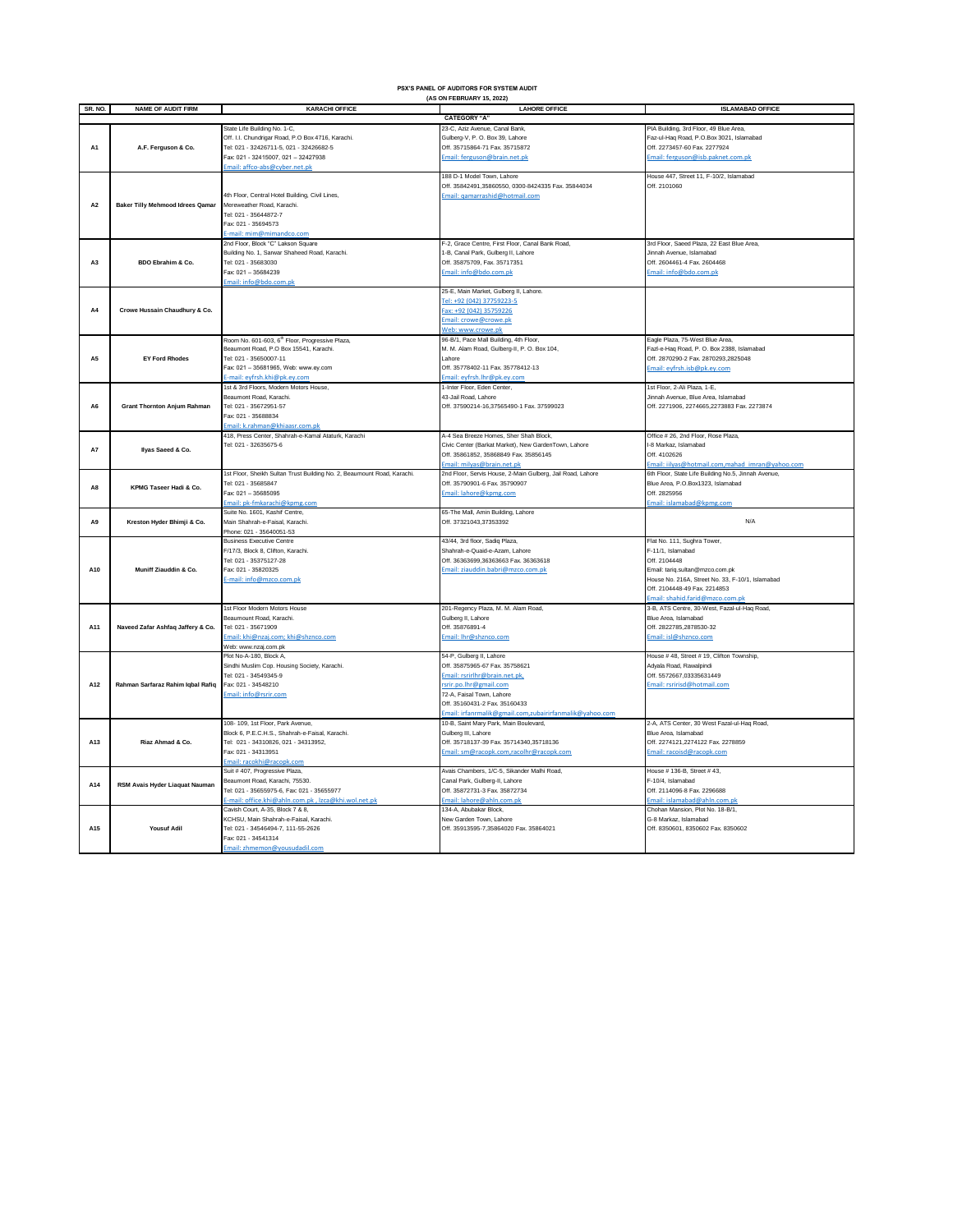**PSX'S PANEL OF AUDITORS FOR SYSTEM AUDIT**

**(AS ON FEBRUARY 15, 2022)**

| SR. NO. | NAME OF AUDIT FIRM | KARACHI OFFICE | LAHORE OFFICE | ISLAMABAD OFFICE |
|---|---|---|---|---|
| **CATEGORY "A"** | | | | |
| **A1** | **A.F. Ferguson & Co.** | State Life Building No. 1-C,<br>Off. I.I. Chundrigar Road, P.O Box 4716, Karachi.<br>Tel: 021 - 32426711-5, 021 - 32426682-5<br>Fax: 021 - 32415007, 021 – 32427938<br>Email: affco-abs@cyber.net.pk | 23-C, Aziz Avenue, Canal Bank,<br>Gulberg-V, P. O. Box 39, Lahore<br>Off. 35715864-71 Fax. 35715872<br>Email: ferguson@brain.net.pk | PIA Building, 3rd Floor, 49 Blue Area,<br>Faz-ul-Haq Road, P.O.Box 3021, Islamabad<br>Off. 2273457-60 Fax. 2277924<br>Email: ferguson@isb.paknet.com.pk |
| **A2** | **Baker Tilly Mehmood Idrees Qamar** | 4th Floor, Central Hotel Building, Civil Lines,<br>Mereweather Road, Karachi.<br>Tel: 021 - 35644872-7<br>Fax: 021 - 35694573<br>E-mail: mim@mimandco.com | 188 D-1 Model Town, Lahore<br>Off. 35842491,35860550, 0300-8424335 Fax. 35844034<br>Email: qamarrashid@hotmail.com | House 447, Street 11, F-10/2, Islamabad<br>Off. 2101060 |
| **A3** | **BDO Ebrahim & Co.** | 2nd Floor, Block "C" Lakson Square<br>Building No. 1, Sarwar Shaheed Road, Karachi.<br>Tel: 021 - 35683030<br>Fax: 021 – 35684239<br>Email: info@bdo.com.pk | F-2, Grace Centre, First Floor, Canal Bank Road,<br>1-B, Canal Park, Gulberg II, Lahore<br>Off. 35875709, Fax. 35717351<br>Email: info@bdo.com.pk | 3rd Floor, Saeed Plaza, 22 East Blue Area,<br>Jinnah Avenue, Islamabad<br>Off. 2604461-4 Fax. 2604468<br>Email: info@bdo.com.pk |
| **A4** | **Crowe Hussain Chaudhury & Co.** | | 25-E, Main Market, Gulberg II, Lahore.<br>Tel: +92 (042) 37759223-5<br>Fax: +92 (042) 35759226<br>Email: crowe@crowe.pk<br>Web: www.crowe.pk | |
| **A5** | **EY Ford Rhodes** | Room No. 601-603, 6th Floor, Progressive Plaza,<br>Beaumont Road, P.O Box 15541, Karachi.<br>Tel: 021 - 35650007-11<br>Fax 021 – 35681965, Web: www.ey.com<br>E-mail: eyfrsh.khi@pk.ey.com | 96-B/1, Pace Mall Building, 4th Floor,<br>M. M. Alam Road, Gulberg-II, P. O. Box 104,<br>Lahore<br>Off. 35778402-11 Fax. 35778412-13<br>Email: eyfrsh.lhr@pk.ey.com | Eagle Plaza, 75-West Blue Area,<br>Fazl-e-Haq Road, P. O. Box 2388, Islamabad<br>Off. 2870290-2 Fax. 2870293,2825048<br>Email: eyfrsh.isb@pk.ey.com |
| **A6** | **Grant Thornton Anjum Rahman** | 1st & 3rd Floors, Modern Motors House,<br>Beaumont Road, Karachi.<br>Tel: 021 - 35672951-57<br>Fax: 021 - 35688834<br>Email: k.rahman@khiaasr.com.pk | 1-Inter Floor, Eden Center,<br>43-Jail Road, Lahore<br>Off. 37590214-16,37565490-1 Fax. 37599023 | 1st Floor, 2-Ali Plaza, 1-E,<br>Jinnah Avenue, Blue Area, Islamabad<br>Off. 2271906, 2274665,2273883 Fax. 2273874 |
| **A7** | **Ilyas Saeed & Co.** | 418, Press Center, Shahrah-e-Kamal Ataturk, Karachi<br>Tel: 021 - 32635675-6 | A-4 Sea Breeze Homes, Sher Shah Block,<br>Civic Center (Barkat Market), New GardenTown, Lahore<br>Off. 35861852, 35868849 Fax. 35856145<br>Email: milyas@brain.net.pk | Office # 26, 2nd Floor, Rose Plaza,<br>I-8 Markaz, Islamabad<br>Off. 4102626<br>Email: iilyas@hotmail.com,mahad_imran@yahoo.com |
| **A8** | **KPMG Taseer Hadi & Co.** | 1st Floor, Sheikh Sultan Trust Building No. 2, Beaumount Road, Karachi.<br>Tel: 021 - 35685847<br>Fax: 021 – 35685095<br>Email: pk-fmkarachi@kpmg.com | 2nd Floor, Servis House, 2-Main Gulberg, Jail Road, Lahore<br>Off. 35790901-6 Fax. 35790907<br>Email: lahore@kpmg.com | 6th Floor, State Life Building No.5, Jinnah Avenue,<br>Blue Area, P.O.Box1323, Islamabad<br>Off. 2825956<br>Email: islamabad@kpmg.com |
| **A9** | **Kreston Hyder Bhimji & Co.** | Suite No. 1601, Kashif Centre,<br>Main Shahrah-e-Faisal, Karachi.<br>Phone: 021 - 35640051-53 | 65-The Mall, Amin Building, Lahore<br>Off. 37321043,37353392 | N/A |
| **A10** | **Muniff Ziauddin & Co.** | Business Executive Centre<br>F/17/3, Block 8, Clifton, Karachi.<br>Tel: 021 - 35375127-28<br>Fax: 021 - 35820325<br>E-mail: info@mzco.com.pk | 43/44, 3rd floor, Sadiq Plaza,<br>Shahrah-e-Quaid-e-Azam, Lahore<br>Off. 36363699,36363663 Fax. 36363618<br>Email: ziauddin.babri@mzco.com.pk | Flat No. 111, Sughra Tower,<br>F-11/1, Islamabad<br>Off. 2104448<br>Email: tariq.sultan@mzco.com.pk<br>House No. 216A, Street No. 33, F-10/1, Islamabad<br>Off. 2104448-49 Fax. 2214853<br>Email: shahid.farid@mzco.com.pk |
| **A11** | **Naveed Zafar Ashfaq Jaffery & Co.** | 1st Floor Modern Motors House<br>Beaumount Road, Karachi.<br>Tel: 021 - 35671909<br>Email: khi@nzaj.com; khi@shznco.com<br>Web: www.nzaj.com.pk | 201-Regency Plaza, M. M. Alam Road,<br>Gulberg II, Lahore<br>Off. 35876891-4<br>Email: lhr@shznco.com | 3-B, ATS Centre, 30-West, Fazal-ul-Haq Road,<br>Blue Area, Islamabad<br>Off. 2822785,2878530-32<br>Email: isl@shznco.com |
| **A12** | **Rahman Sarfaraz Rahim Iqbal Rafiq** | Plot No-A-180, Block A,<br>Sindhi Muslim Cop. Housing Society, Karachi.<br>Tel: 021 - 34549345-9<br>Fax: 021 - 34548210<br>Email: info@rsrir.com | 54-P, Gulberg II, Lahore<br>Off. 35875965-67 Fax. 35758621<br>Email: rsrirlhr@brain.net.pk,<br>rsrir.po.lhr@gmail.com<br>72-A, Faisal Town, Lahore<br>Off. 35160431-2 Fax. 35160433<br>Email: irfanmalik@gmail.com,zubairirfanmalik@yahoo.com | House # 48, Street # 19, Clifton Township,<br>Adyala Road, Rawalpindi<br>Off. 5572667,03335631449<br>Email: rsririsd@hotmail.com |
| **A13** | **Riaz Ahmad & Co.** | 108- 109, 1st Floor, Park Avenue,<br>Block 6, P.E.C.H.S., Shahrah-e-Faisal, Karachi.<br>Tel: 021 - 34310826, 021 - 34313952,<br>Fax: 021 - 34313951<br>Email: racokhi@racopk.com | 10-B, Saint Mary Park, Main Boulevard,<br>Gulberg III, Lahore<br>Off. 35718137-39 Fax. 35714340,35718136<br>Email: sm@racopk.com,racolhr@racopk.com | 2-A, ATS Center, 30 West Fazal-ul-Haq Road,<br>Blue Area, Islamabad<br>Off. 2274121,2274122 Fax. 2278859<br>Email: racoisd@racopk.com |
| **A14** | **RSM Avais Hyder Liaquat Nauman** | Suit # 407, Progressive Plaza,<br>Beaumont Road, Karachi, 75530.<br>Tel: 021 - 35655975-6, Fax: 021 - 35655977<br>E-mail: office.khi@ahln.com.pk , lzca@khi.wol.net.pk | Avais Chambers, 1/C-5, Sikander Malhi Road,<br>Canal Park, Gulberg-II, Lahore<br>Off. 35872731-3 Fax. 35872734<br>Email: lahore@ahln.com.pk | House # 136-B, Street # 43,<br>F-10/4, Islamabad<br>Off. 2114096-8 Fax. 2296688<br>Email: islamabad@ahln.com.pk |
| **A15** | **Yousuf Adil** | Cavish Court, A-35, Block 7 & 8,<br>KCHSU, Main Shahrah-e-Faisal, Karachi.<br>Tel: 021 - 34546494-7, 111-55-2626<br>Fax: 021 - 34541314<br>Email: zhmemon@yousudadil.com | 134-A, Abubakar Block,<br>New Garden Town, Lahore<br>Off. 35913595-7,35864020 Fax. 35864021 | Chohan Mansion, Plot No. 18-B/1,<br>G-8 Markaz, Islamabad<br>Off. 8350601, 8350602 Fax. 8350602 |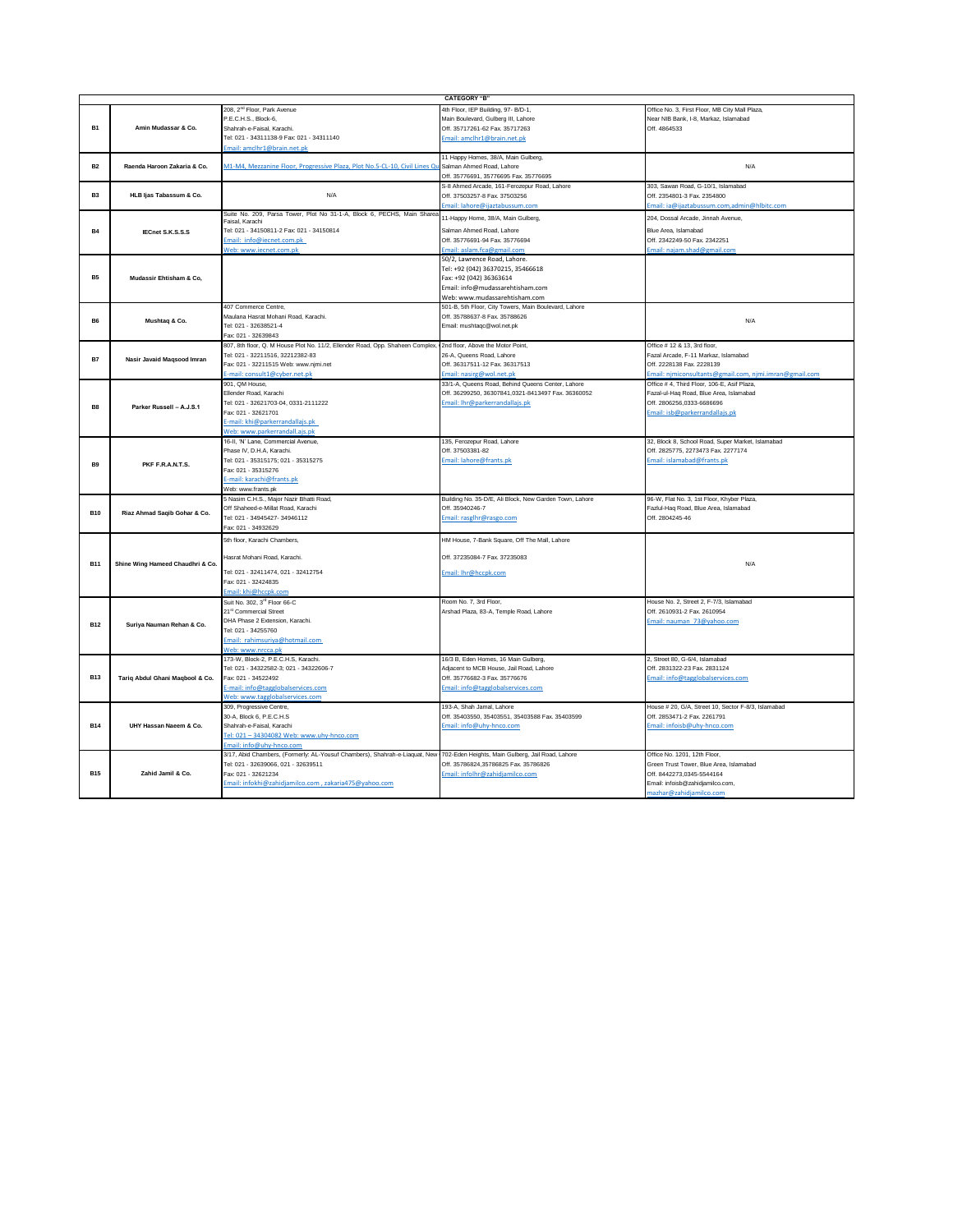| CATEGORY "B" | | | | |
|---|---|---|---|---|
| B1 | Amin Mudassar & Co. | 208, 2nd Floor, Park Avenue<br>P.E.C.H.S., Block-6,<br>Shahrah-e-Faisal, Karachi.<br>Tel: 021 - 34311138-9 Fax: 021 - 34311140<br>Email: amclhr1@brain.net.pk | 4th Floor, IEP Building, 97- B/D-1,<br>Main Boulevard, Gulberg III, Lahore<br>Off. 35717261-62 Fax. 35717263<br>Email: amclhr1@brain.net.pk | Office No. 3, First Floor, MB City Mall Plaza,<br>Near NIB Bank, I-8, Markaz, Islamabad<br>Off. 4864533 |
| B2 | Raenda Haroon Zakaria & Co. | M1-M4, Mezzanine Floor, Progressive Plaza, Plot No.5-CL-10, Civil Lines Qu | 11 Happy Homes, 38/A, Main Gulberg,<br>Salman Ahmed Road, Lahore<br>Off. 35776691, 35776695 Fax. 35776695 | N/A |
| B3 | HLB Ijas Tabassum & Co. | N/A | S-8 Ahmed Arcade, 161-Ferozepur Road, Lahore<br>Off. 37503257-8 Fax. 37503256<br>Email: lahore@ijaztabussum.com | 303, Sawan Road, G-10/1, Islamabad<br>Off. 2354801-3 Fax. 2354800<br>Email: ia@ijaztabussum.com,admin@hlbitc.com |
| B4 | IECnet S.K.S.S.S | Suite No. 209, Parsa Tower, Plot No 31-1-A, Block 6, PECHS, Main Sharea Faisal, Karachi<br>Tel: 021 - 34150811-2 Fax: 021 - 34150814<br>Email: info@iecnet.com.pk<br>Web: www.iecnet.com.pk | 11-Happy Home, 38/A, Main Gulberg,<br>Salman Ahmed Road, Lahore<br>Off. 35776691-94 Fax. 35776694<br>Email: aslam.fca@gmail.com | 204, Dossal Arcade, Jinnah Avenue,<br>Blue Area, Islamabad<br>Off. 2342249-50 Fax. 2342251<br>Email: najam.shad@gmail.com |
| B5 | Mudassir Ehtisham & Co, | | 50/2, Lawrence Road, Lahore.<br>Tel: +92 (042) 36370215, 35466618<br>Fax: +92 (042) 36363614<br>Email: info@mudassarehtisham.com<br>Web: www.mudassarehtisham.com | |
| B6 | Mushtaq & Co. | 407 Commerce Centre,<br>Maulana Hasrat Mohani Road, Karachi.<br>Tel: 021 - 32638521-4<br>Fax: 021 - 32639843 | 501-B, 5th Floor, City Towers, Main Boulevard, Lahore<br>Off. 35788637-8 Fax. 35788626<br>Email: mushtaqc@wol.net.pk | N/A |
| B7 | Nasir Javaid Maqsood Imran | 807, 8th floor, Q. M House Plot No. 11/2, Ellender Road, Opp. Shaheen Complex,<br>Tel: 021 - 32211516, 32212382-83<br>Fax: 021 - 32211515 Web: www.njmi.net<br>E-mail: consult1@cyber.net.pk | 2nd floor, Above the Motor Point,<br>26-A, Queens Road, Lahore<br>Off. 36317511-12 Fax. 36317513<br>Email: nasirg@wol.net.pk | Office # 12 & 13, 3rd floor,<br>Fazal Arcade, F-11 Markaz, Islamabad<br>Off. 2228138 Fax. 2228139<br>Email: njmiconsultants@gmail.com, njmi.imran@gmail.com |
| B8 | Parker Russell – A.J.S.1 | 901, QM House,<br>Ellender Road, Karachi<br>Tel: 021 - 32621703-04, 0331-2111222<br>Fax: 021 - 32621701<br>E-mail: khi@parkerrandallajs.pk<br>Web: www.parkerrandall.ajs.pk | 33/1-A, Queens Road, Behind Queens Center, Lahore<br>Off. 36299250, 36307841,0321-8413497 Fax. 36360052<br>Email: lhr@parkerrandallajs.pk | Office # 4, Third Floor, 106-E, Asif Plaza,<br>Fazal-ul-Haq Road, Blue Area, Islamabad<br>Off. 2806256,0333-6686696<br>Email: isb@parkerrandallajs.pk |
| B9 | PKF F.R.A.N.T.S. | 16-II, 'N' Lane, Commercial Avenue,<br>Phase IV, D.H.A, Karachi.<br>Tel: 021 - 35315175; 021 - 35315275<br>Fax: 021 - 35315276<br>E-mail: karachi@frants.pk<br>Web: www.frants.pk | 135, Ferozepur Road, Lahore<br>Off. 37503381-82<br>Email: lahore@frants.pk | 32, Block 8, School Road, Super Market, Islamabad<br>Off. 2825775, 2273473 Fax. 2277174<br>Email: islamabad@frants.pk |
| B10 | Riaz Ahmad Saqib Gohar & Co. | 5 Nasim C.H.S., Major Nazir Bhatti Road,<br>Off Shaheed-e-Millat Road, Karachi<br>Tel: 021 - 34945427- 34946112<br>Fax: 021 - 34932629 | Building No. 35-D/E, Ali Block, New Garden Town, Lahore<br>Off. 35940246-7<br>Email: rasglhr@rasgo.com | 96-W, Flat No. 3, 1st Floor, Khyber Plaza,<br>Fazlul-Haq Road, Blue Area, Islamabad<br>Off. 2804245-46 |
| B11 | Shine Wing Hameed Chaudhri & Co. | 5th floor, Karachi Chambers,<br>Hasrat Mohani Road, Karachi.<br>Tel: 021 - 32411474, 021 - 32412754<br>Fax: 021 - 32424835<br>Email: khi@hccpk.com | HM House, 7-Bank Square, Off The Mall, Lahore<br>Off. 37235084-7 Fax. 37235083<br>Email: lhr@hccpk.com | N/A |
| B12 | Suriya Nauman Rehan & Co. | Suit No. 302, 3rd Floor 66-C<br>21st Commercial Street<br>DHA Phase 2 Extension, Karachi.<br>Tel: 021 - 34255760<br>Email: rahimsuriya@hotmail.com<br>Web: www.nrcca.pk | Room No. 7, 3rd Floor,<br>Arshad Plaza, 83-A, Temple Road, Lahore | House No. 2, Street 2, F-7/3, Islamabad<br>Off. 2610931-2 Fax. 2610954<br>Email: nauman_73@yahoo.com |
| B13 | Tariq Abdul Ghani Maqbool & Co. | 173-W, Block-2, P.E.C.H.S, Karachi.<br>Tel: 021 - 34322582-3; 021 - 34322606-7<br>Fax: 021 - 34522492<br>E-mail: info@tagglobalservices.com<br>Web: www.tagglobalservices.com | 16/3 B, Eden Homes, 16 Main Gulberg,<br>Adjacent to MCB House, Jail Road, Lahore<br>Off. 35776682-3 Fax. 35776676<br>Email: info@tagglobalservices.com | 2, Street 80, G-6/4, Islamabad<br>Off. 2831322-23 Fax. 2831124<br>Email: info@tagglobalservices.com |
| B14 | UHY Hassan Naeem & Co. | 309, Progressive Centre,<br>30-A, Block 6, P.E.C.H.S<br>Shahrah-e-Faisal, Karachi<br>Tel: 021 – 34304082 Web: www.uhy-hnco.com<br>Email: info@uhy-hnco.com | 193-A, Shah Jamal, Lahore<br>Off. 35403550, 35403551, 35403588 Fax. 35403599<br>Email: info@uhy-hnco.com | House # 20, G/A, Street 10, Sector F-8/3, Islamabad<br>Off. 2853471-2 Fax. 2261791<br>Email: infoisb@uhy-hnco.com |
| B15 | Zahid Jamil & Co. | 3/17, Abid Chambers, (Formerly: AL-Yousuf Chambers), Shahrah-e-Liaquat, New<br>Tel: 021 - 32639066, 021 - 32639511<br>Fax: 021 - 32621234<br>Email: infokhi@zahidjamilco.com , zakaria475@yahoo.com | 702-Eden Heights, Main Gulberg, Jail Road, Lahore<br>Off. 35786824,35786825 Fax. 35786826<br>Email: infolhr@zahidjamilco.com | Office No. 1201, 12th Floor,<br>Green Trust Tower, Blue Area, Islamabad<br>Off. 8442273,0345-5544164<br>Email: infoisb@zahidjamilco.com,<br>mazhar@zahidjamilco.com |